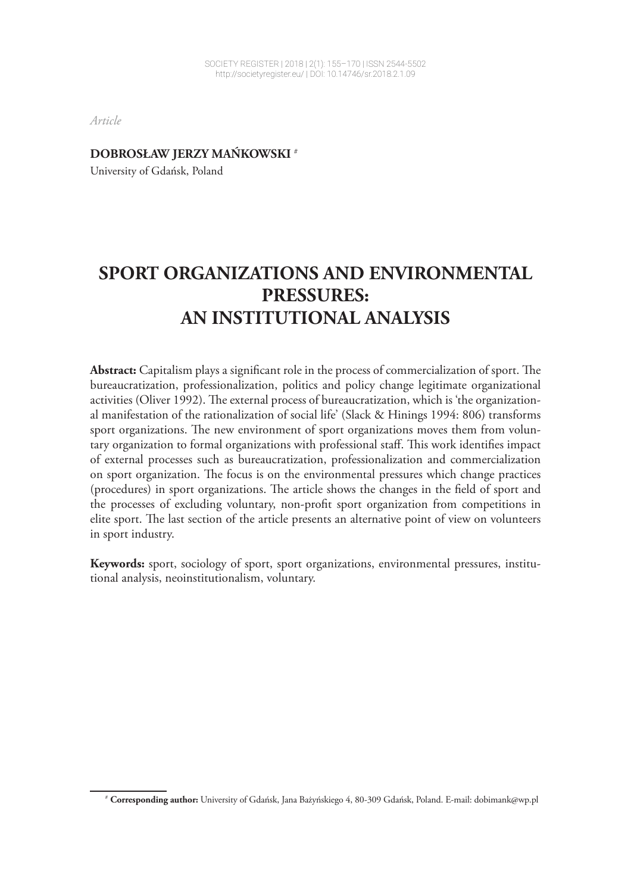*Article*

**DOBROSŁAW JERZY MAŃKOWSKI** [#]

University of Gdańsk, Poland

# SPORT ORGANIZATIONS AND ENVIRONMENTAL PRESSURES: AN INSTITUTIONAL ANALYSIS

**Abstract:** Capitalism plays a significant role in the process of commercialization of sport. The bureaucratization, professionalization, politics and policy change legitimate organizational activities (Oliver 1992). The external process of bureaucratization, which is 'the organizational manifestation of the rationalization of social life' (Slack & Hinings 1994: 806) transforms sport organizations. The new environment of sport organizations moves them from voluntary organization to formal organizations with professional staff. This work identifies impact of external processes such as bureaucratization, professionalization and commercialization on sport organization. The focus is on the environmental pressures which change practices (procedures) in sport organizations. The article shows the changes in the field of sport and the processes of excluding voluntary, non-profit sport organization from competitions in elite sport. The last section of the article presents an alternative point of view on volunteers in sport industry.

**Keywords:** sport, sociology of sport, sport organizations, environmental pressures, institutional analysis, neoinstitutionalism, voluntary.

[#] **Corresponding author:** University of Gdańsk, Jana Bażyńskiego 4, 80-309 Gdańsk, Poland. E-mail: dobimank@wp.pl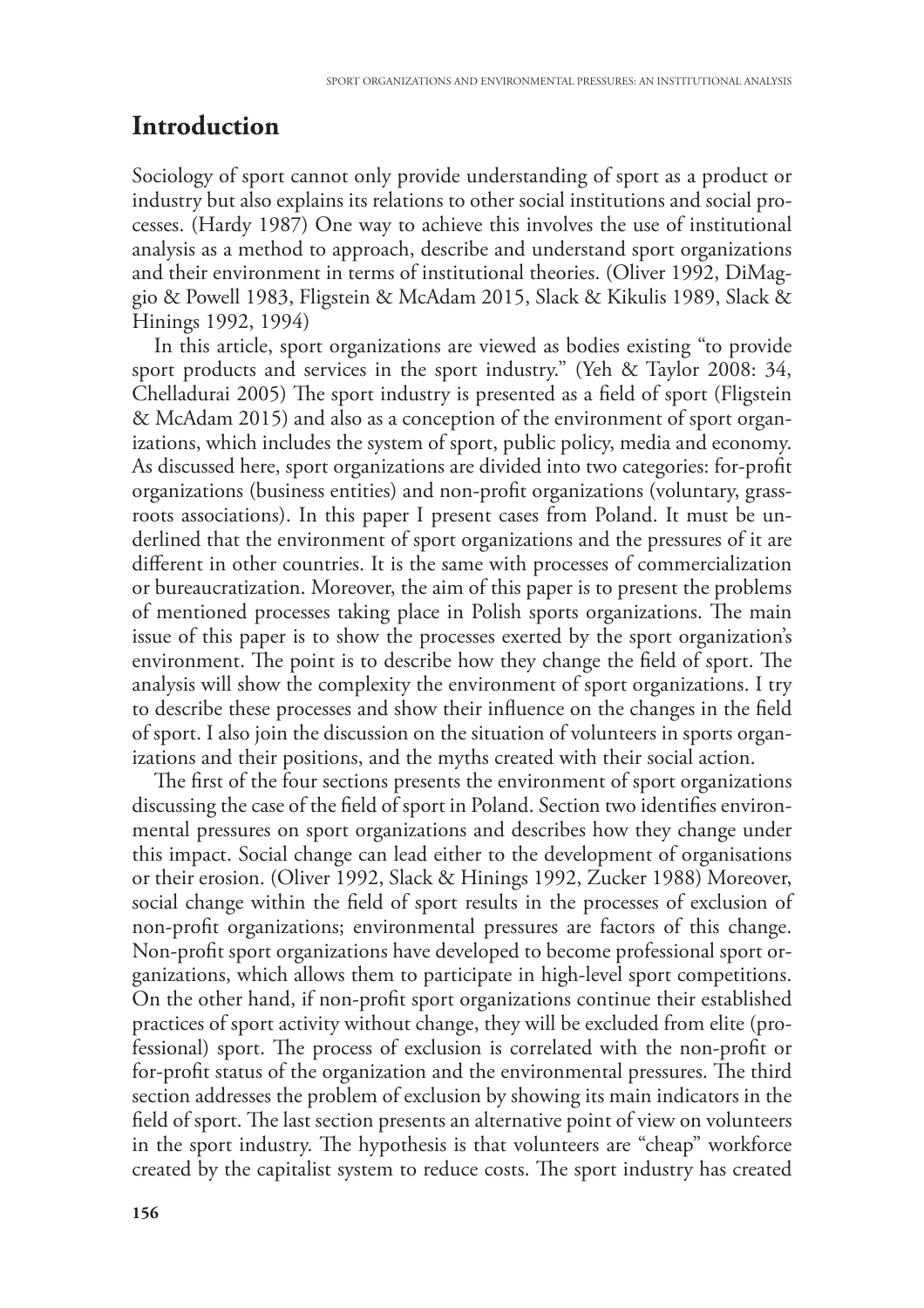## Introduction

Sociology of sport cannot only provide understanding of sport as a product or industry but also explains its relations to other social institutions and social processes. (Hardy 1987) One way to achieve this involves the use of institutional analysis as a method to approach, describe and understand sport organizations and their environment in terms of institutional theories. (Oliver 1992, DiMaggio & Powell 1983, Fligstein & McAdam 2015, Slack & Kikulis 1989, Slack & Hinings 1992, 1994)

In this article, sport organizations are viewed as bodies existing "to provide sport products and services in the sport industry." (Yeh & Taylor 2008: 34, Chelladurai 2005) The sport industry is presented as a field of sport (Fligstein & McAdam 2015) and also as a conception of the environment of sport organizations, which includes the system of sport, public policy, media and economy. As discussed here, sport organizations are divided into two categories: for-profit organizations (business entities) and non-profit organizations (voluntary, grassroots associations). In this paper I present cases from Poland. It must be underlined that the environment of sport organizations and the pressures of it are different in other countries. It is the same with processes of commercialization or bureaucratization. Moreover, the aim of this paper is to present the problems of mentioned processes taking place in Polish sports organizations. The main issue of this paper is to show the processes exerted by the sport organization's environment. The point is to describe how they change the field of sport. The analysis will show the complexity the environment of sport organizations. I try to describe these processes and show their influence on the changes in the field of sport. I also join the discussion on the situation of volunteers in sports organizations and their positions, and the myths created with their social action.

The first of the four sections presents the environment of sport organizations discussing the case of the field of sport in Poland. Section two identifies environmental pressures on sport organizations and describes how they change under this impact. Social change can lead either to the development of organisations or their erosion. (Oliver 1992, Slack & Hinings 1992, Zucker 1988) Moreover, social change within the field of sport results in the processes of exclusion of non-profit organizations; environmental pressures are factors of this change. Non-profit sport organizations have developed to become professional sport organizations, which allows them to participate in high-level sport competitions. On the other hand, if non-profit sport organizations continue their established practices of sport activity without change, they will be excluded from elite (professional) sport. The process of exclusion is correlated with the non-profit or for-profit status of the organization and the environmental pressures. The third section addresses the problem of exclusion by showing its main indicators in the field of sport. The last section presents an alternative point of view on volunteers in the sport industry. The hypothesis is that volunteers are "cheap" workforce created by the capitalist system to reduce costs. The sport industry has created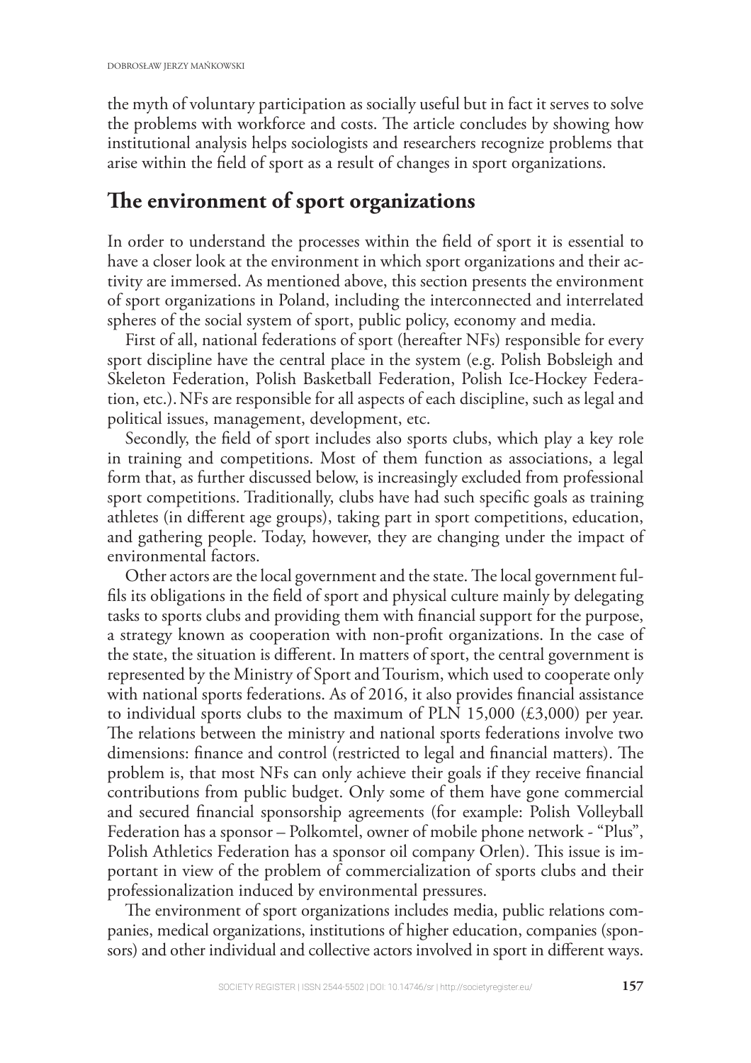the myth of voluntary participation as socially useful but in fact it serves to solve the problems with workforce and costs. The article concludes by showing how institutional analysis helps sociologists and researchers recognize problems that arise within the field of sport as a result of changes in sport organizations.

## The environment of sport organizations

In order to understand the processes within the field of sport it is essential to have a closer look at the environment in which sport organizations and their activity are immersed. As mentioned above, this section presents the environment of sport organizations in Poland, including the interconnected and interrelated spheres of the social system of sport, public policy, economy and media.

First of all, national federations of sport (hereafter NFs) responsible for every sport discipline have the central place in the system (e.g. Polish Bobsleigh and Skeleton Federation, Polish Basketball Federation, Polish Ice-Hockey Federation, etc.). NFs are responsible for all aspects of each discipline, such as legal and political issues, management, development, etc.

Secondly, the field of sport includes also sports clubs, which play a key role in training and competitions. Most of them function as associations, a legal form that, as further discussed below, is increasingly excluded from professional sport competitions. Traditionally, clubs have had such specific goals as training athletes (in different age groups), taking part in sport competitions, education, and gathering people. Today, however, they are changing under the impact of environmental factors.

Other actors are the local government and the state. The local government fulfils its obligations in the field of sport and physical culture mainly by delegating tasks to sports clubs and providing them with financial support for the purpose, a strategy known as cooperation with non-profit organizations. In the case of the state, the situation is different. In matters of sport, the central government is represented by the Ministry of Sport and Tourism, which used to cooperate only with national sports federations. As of 2016, it also provides financial assistance to individual sports clubs to the maximum of PLN 15,000 (£3,000) per year. The relations between the ministry and national sports federations involve two dimensions: finance and control (restricted to legal and financial matters). The problem is, that most NFs can only achieve their goals if they receive financial contributions from public budget. Only some of them have gone commercial and secured financial sponsorship agreements (for example: Polish Volleyball Federation has a sponsor – Polkomtel, owner of mobile phone network - "Plus", Polish Athletics Federation has a sponsor oil company Orlen). This issue is important in view of the problem of commercialization of sports clubs and their professionalization induced by environmental pressures.

The environment of sport organizations includes media, public relations companies, medical organizations, institutions of higher education, companies (sponsors) and other individual and collective actors involved in sport in different ways.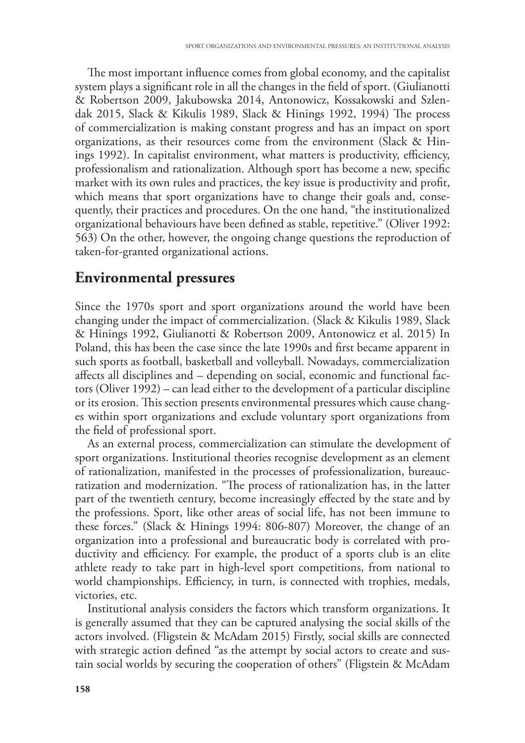The most important influence comes from global economy, and the capitalist system plays a significant role in all the changes in the field of sport. (Giulianotti & Robertson 2009, Jakubowska 2014, Antonowicz, Kossakowski and Szlendak 2015, Slack & Kikulis 1989, Slack & Hinings 1992, 1994) The process of commercialization is making constant progress and has an impact on sport organizations, as their resources come from the environment (Slack & Hinings 1992). In capitalist environment, what matters is productivity, efficiency, professionalism and rationalization. Although sport has become a new, specific market with its own rules and practices, the key issue is productivity and profit, which means that sport organizations have to change their goals and, consequently, their practices and procedures. On the one hand, "the institutionalized organizational behaviours have been defined as stable, repetitive." (Oliver 1992: 563) On the other, however, the ongoing change questions the reproduction of taken-for-granted organizational actions.

## Environmental pressures

Since the 1970s sport and sport organizations around the world have been changing under the impact of commercialization. (Slack & Kikulis 1989, Slack & Hinings 1992, Giulianotti & Robertson 2009, Antonowicz et al. 2015) In Poland, this has been the case since the late 1990s and first became apparent in such sports as football, basketball and volleyball. Nowadays, commercialization affects all disciplines and – depending on social, economic and functional factors (Oliver 1992) – can lead either to the development of a particular discipline or its erosion. This section presents environmental pressures which cause changes within sport organizations and exclude voluntary sport organizations from the field of professional sport.

As an external process, commercialization can stimulate the development of sport organizations. Institutional theories recognise development as an element of rationalization, manifested in the processes of professionalization, bureaucratization and modernization. "The process of rationalization has, in the latter part of the twentieth century, become increasingly effected by the state and by the professions. Sport, like other areas of social life, has not been immune to these forces." (Slack & Hinings 1994: 806-807) Moreover, the change of an organization into a professional and bureaucratic body is correlated with productivity and efficiency. For example, the product of a sports club is an elite athlete ready to take part in high-level sport competitions, from national to world championships. Efficiency, in turn, is connected with trophies, medals, victories, etc.

Institutional analysis considers the factors which transform organizations. It is generally assumed that they can be captured analysing the social skills of the actors involved. (Fligstein & McAdam 2015) Firstly, social skills are connected with strategic action defined "as the attempt by social actors to create and sustain social worlds by securing the cooperation of others" (Fligstein & McAdam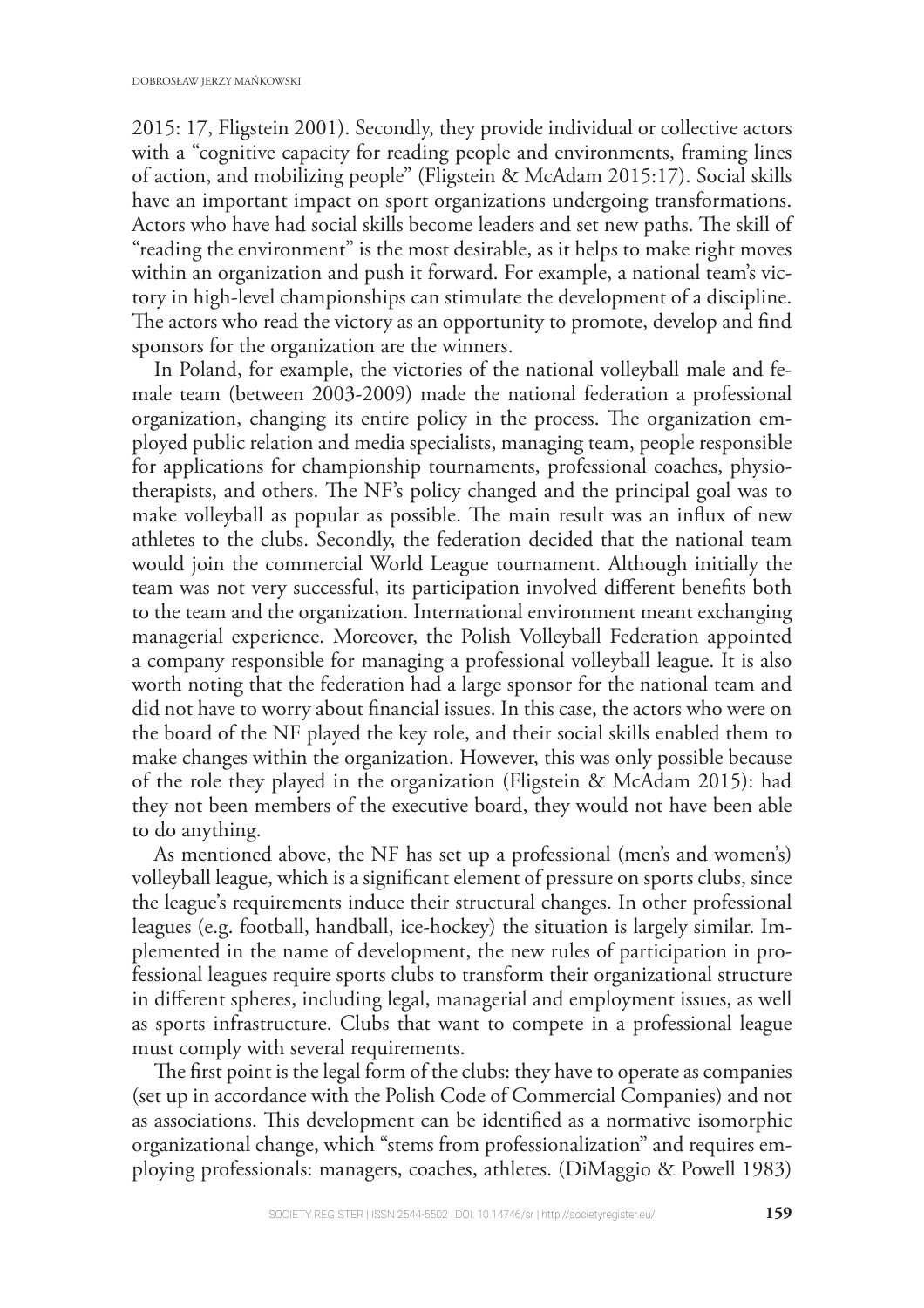2015: 17, Fligstein 2001). Secondly, they provide individual or collective actors with a "cognitive capacity for reading people and environments, framing lines of action, and mobilizing people" (Fligstein & McAdam 2015:17). Social skills have an important impact on sport organizations undergoing transformations. Actors who have had social skills become leaders and set new paths. The skill of "reading the environment" is the most desirable, as it helps to make right moves within an organization and push it forward. For example, a national team's victory in high-level championships can stimulate the development of a discipline. The actors who read the victory as an opportunity to promote, develop and find sponsors for the organization are the winners.

In Poland, for example, the victories of the national volleyball male and female team (between 2003-2009) made the national federation a professional organization, changing its entire policy in the process. The organization employed public relation and media specialists, managing team, people responsible for applications for championship tournaments, professional coaches, physiotherapists, and others. The NF's policy changed and the principal goal was to make volleyball as popular as possible. The main result was an influx of new athletes to the clubs. Secondly, the federation decided that the national team would join the commercial World League tournament. Although initially the team was not very successful, its participation involved different benefits both to the team and the organization. International environment meant exchanging managerial experience. Moreover, the Polish Volleyball Federation appointed a company responsible for managing a professional volleyball league. It is also worth noting that the federation had a large sponsor for the national team and did not have to worry about financial issues. In this case, the actors who were on the board of the NF played the key role, and their social skills enabled them to make changes within the organization. However, this was only possible because of the role they played in the organization (Fligstein & McAdam 2015): had they not been members of the executive board, they would not have been able to do anything.

As mentioned above, the NF has set up a professional (men's and women's) volleyball league, which is a significant element of pressure on sports clubs, since the league's requirements induce their structural changes. In other professional leagues (e.g. football, handball, ice-hockey) the situation is largely similar. Implemented in the name of development, the new rules of participation in professional leagues require sports clubs to transform their organizational structure in different spheres, including legal, managerial and employment issues, as well as sports infrastructure. Clubs that want to compete in a professional league must comply with several requirements.

The first point is the legal form of the clubs: they have to operate as companies (set up in accordance with the Polish Code of Commercial Companies) and not as associations. This development can be identified as a normative isomorphic organizational change, which "stems from professionalization" and requires employing professionals: managers, coaches, athletes. (DiMaggio & Powell 1983)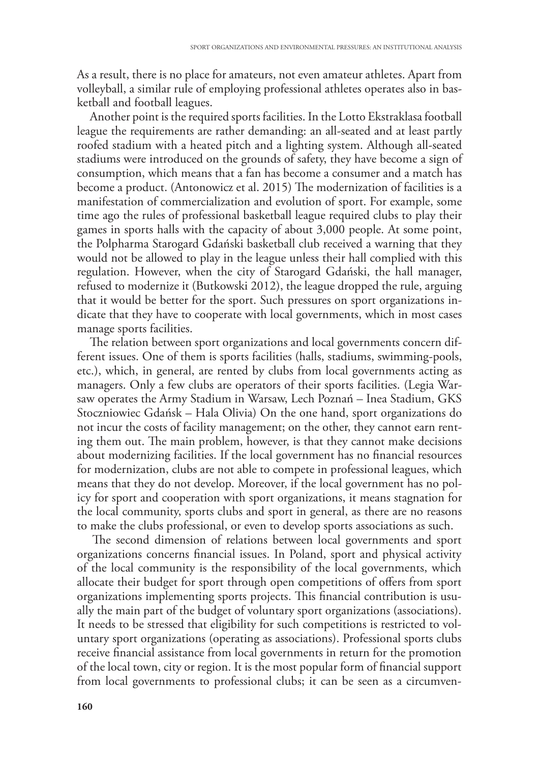As a result, there is no place for amateurs, not even amateur athletes. Apart from volleyball, a similar rule of employing professional athletes operates also in basketball and football leagues.

Another point is the required sports facilities. In the Lotto Ekstraklasa football league the requirements are rather demanding: an all-seated and at least partly roofed stadium with a heated pitch and a lighting system. Although all-seated stadiums were introduced on the grounds of safety, they have become a sign of consumption, which means that a fan has become a consumer and a match has become a product. (Antonowicz et al. 2015) The modernization of facilities is a manifestation of commercialization and evolution of sport. For example, some time ago the rules of professional basketball league required clubs to play their games in sports halls with the capacity of about 3,000 people. At some point, the Polpharma Starogard Gdański basketball club received a warning that they would not be allowed to play in the league unless their hall complied with this regulation. However, when the city of Starogard Gdański, the hall manager, refused to modernize it (Butkowski 2012), the league dropped the rule, arguing that it would be better for the sport. Such pressures on sport organizations indicate that they have to cooperate with local governments, which in most cases manage sports facilities.

The relation between sport organizations and local governments concern different issues. One of them is sports facilities (halls, stadiums, swimming-pools, etc.), which, in general, are rented by clubs from local governments acting as managers. Only a few clubs are operators of their sports facilities. (Legia Warsaw operates the Army Stadium in Warsaw, Lech Poznań – Inea Stadium, GKS Stoczniowiec Gdańsk – Hala Olivia) On the one hand, sport organizations do not incur the costs of facility management; on the other, they cannot earn renting them out. The main problem, however, is that they cannot make decisions about modernizing facilities. If the local government has no financial resources for modernization, clubs are not able to compete in professional leagues, which means that they do not develop. Moreover, if the local government has no policy for sport and cooperation with sport organizations, it means stagnation for the local community, sports clubs and sport in general, as there are no reasons to make the clubs professional, or even to develop sports associations as such.

The second dimension of relations between local governments and sport organizations concerns financial issues. In Poland, sport and physical activity of the local community is the responsibility of the local governments, which allocate their budget for sport through open competitions of offers from sport organizations implementing sports projects. This financial contribution is usually the main part of the budget of voluntary sport organizations (associations). It needs to be stressed that eligibility for such competitions is restricted to voluntary sport organizations (operating as associations). Professional sports clubs receive financial assistance from local governments in return for the promotion of the local town, city or region. It is the most popular form of financial support from local governments to professional clubs; it can be seen as a circumven-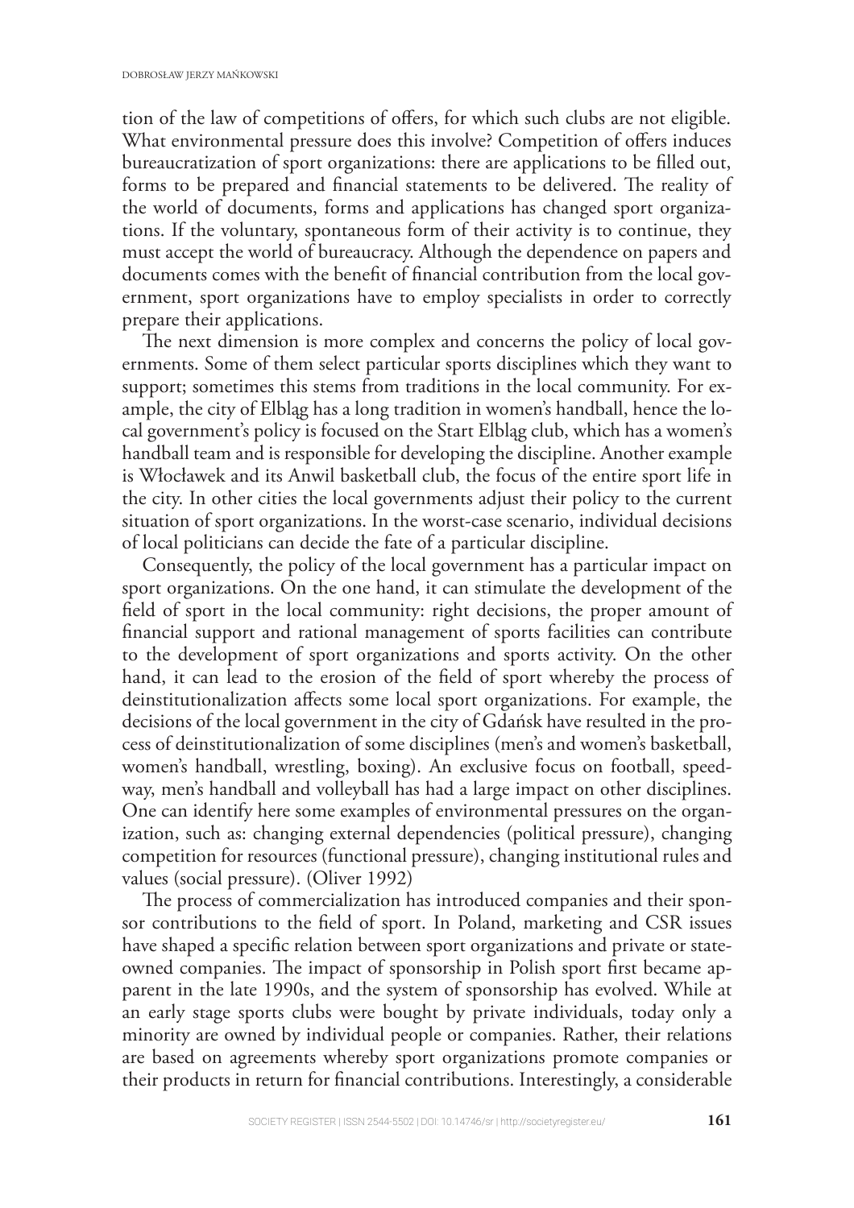tion of the law of competitions of offers, for which such clubs are not eligible. What environmental pressure does this involve? Competition of offers induces bureaucratization of sport organizations: there are applications to be filled out, forms to be prepared and financial statements to be delivered. The reality of the world of documents, forms and applications has changed sport organizations. If the voluntary, spontaneous form of their activity is to continue, they must accept the world of bureaucracy. Although the dependence on papers and documents comes with the benefit of financial contribution from the local government, sport organizations have to employ specialists in order to correctly prepare their applications.

The next dimension is more complex and concerns the policy of local governments. Some of them select particular sports disciplines which they want to support; sometimes this stems from traditions in the local community. For example, the city of Elbląg has a long tradition in women's handball, hence the local government's policy is focused on the Start Elbląg club, which has a women's handball team and is responsible for developing the discipline. Another example is Włocławek and its Anwil basketball club, the focus of the entire sport life in the city. In other cities the local governments adjust their policy to the current situation of sport organizations. In the worst-case scenario, individual decisions of local politicians can decide the fate of a particular discipline.

Consequently, the policy of the local government has a particular impact on sport organizations. On the one hand, it can stimulate the development of the field of sport in the local community: right decisions, the proper amount of financial support and rational management of sports facilities can contribute to the development of sport organizations and sports activity. On the other hand, it can lead to the erosion of the field of sport whereby the process of deinstitutionalization affects some local sport organizations. For example, the decisions of the local government in the city of Gdańsk have resulted in the process of deinstitutionalization of some disciplines (men's and women's basketball, women's handball, wrestling, boxing). An exclusive focus on football, speedway, men's handball and volleyball has had a large impact on other disciplines. One can identify here some examples of environmental pressures on the organization, such as: changing external dependencies (political pressure), changing competition for resources (functional pressure), changing institutional rules and values (social pressure). (Oliver 1992)

The process of commercialization has introduced companies and their sponsor contributions to the field of sport. In Poland, marketing and CSR issues have shaped a specific relation between sport organizations and private or state-owned companies. The impact of sponsorship in Polish sport first became apparent in the late 1990s, and the system of sponsorship has evolved. While at an early stage sports clubs were bought by private individuals, today only a minority are owned by individual people or companies. Rather, their relations are based on agreements whereby sport organizations promote companies or their products in return for financial contributions. Interestingly, a considerable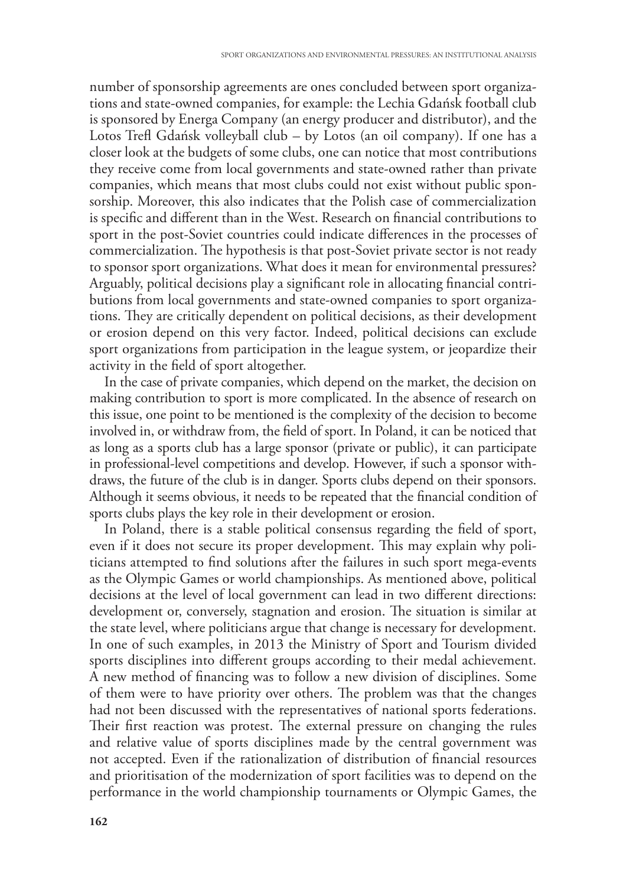number of sponsorship agreements are ones concluded between sport organizations and state-owned companies, for example: the Lechia Gdańsk football club is sponsored by Energa Company (an energy producer and distributor), and the Lotos Trefl Gdańsk volleyball club – by Lotos (an oil company). If one has a closer look at the budgets of some clubs, one can notice that most contributions they receive come from local governments and state-owned rather than private companies, which means that most clubs could not exist without public sponsorship. Moreover, this also indicates that the Polish case of commercialization is specific and different than in the West. Research on financial contributions to sport in the post-Soviet countries could indicate differences in the processes of commercialization. The hypothesis is that post-Soviet private sector is not ready to sponsor sport organizations. What does it mean for environmental pressures? Arguably, political decisions play a significant role in allocating financial contributions from local governments and state-owned companies to sport organizations. They are critically dependent on political decisions, as their development or erosion depend on this very factor. Indeed, political decisions can exclude sport organizations from participation in the league system, or jeopardize their activity in the field of sport altogether.

In the case of private companies, which depend on the market, the decision on making contribution to sport is more complicated. In the absence of research on this issue, one point to be mentioned is the complexity of the decision to become involved in, or withdraw from, the field of sport. In Poland, it can be noticed that as long as a sports club has a large sponsor (private or public), it can participate in professional-level competitions and develop. However, if such a sponsor withdraws, the future of the club is in danger. Sports clubs depend on their sponsors. Although it seems obvious, it needs to be repeated that the financial condition of sports clubs plays the key role in their development or erosion.

In Poland, there is a stable political consensus regarding the field of sport, even if it does not secure its proper development. This may explain why politicians attempted to find solutions after the failures in such sport mega-events as the Olympic Games or world championships. As mentioned above, political decisions at the level of local government can lead in two different directions: development or, conversely, stagnation and erosion. The situation is similar at the state level, where politicians argue that change is necessary for development. In one of such examples, in 2013 the Ministry of Sport and Tourism divided sports disciplines into different groups according to their medal achievement. A new method of financing was to follow a new division of disciplines. Some of them were to have priority over others. The problem was that the changes had not been discussed with the representatives of national sports federations. Their first reaction was protest. The external pressure on changing the rules and relative value of sports disciplines made by the central government was not accepted. Even if the rationalization of distribution of financial resources and prioritisation of the modernization of sport facilities was to depend on the performance in the world championship tournaments or Olympic Games, the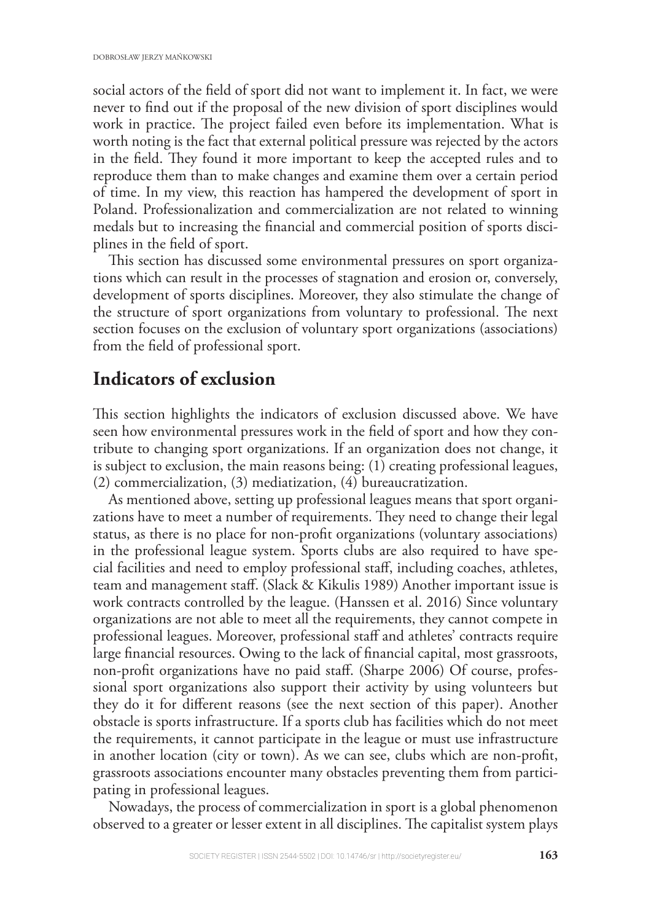social actors of the field of sport did not want to implement it. In fact, we were never to find out if the proposal of the new division of sport disciplines would work in practice. The project failed even before its implementation. What is worth noting is the fact that external political pressure was rejected by the actors in the field. They found it more important to keep the accepted rules and to reproduce them than to make changes and examine them over a certain period of time. In my view, this reaction has hampered the development of sport in Poland. Professionalization and commercialization are not related to winning medals but to increasing the financial and commercial position of sports disciplines in the field of sport.

This section has discussed some environmental pressures on sport organizations which can result in the processes of stagnation and erosion or, conversely, development of sports disciplines. Moreover, they also stimulate the change of the structure of sport organizations from voluntary to professional. The next section focuses on the exclusion of voluntary sport organizations (associations) from the field of professional sport.

## Indicators of exclusion

This section highlights the indicators of exclusion discussed above. We have seen how environmental pressures work in the field of sport and how they contribute to changing sport organizations. If an organization does not change, it is subject to exclusion, the main reasons being: (1) creating professional leagues, (2) commercialization, (3) mediatization, (4) bureaucratization.

As mentioned above, setting up professional leagues means that sport organizations have to meet a number of requirements. They need to change their legal status, as there is no place for non-profit organizations (voluntary associations) in the professional league system. Sports clubs are also required to have special facilities and need to employ professional staff, including coaches, athletes, team and management staff. (Slack & Kikulis 1989) Another important issue is work contracts controlled by the league. (Hanssen et al. 2016) Since voluntary organizations are not able to meet all the requirements, they cannot compete in professional leagues. Moreover, professional staff and athletes' contracts require large financial resources. Owing to the lack of financial capital, most grassroots, non-profit organizations have no paid staff. (Sharpe 2006) Of course, professional sport organizations also support their activity by using volunteers but they do it for different reasons (see the next section of this paper). Another obstacle is sports infrastructure. If a sports club has facilities which do not meet the requirements, it cannot participate in the league or must use infrastructure in another location (city or town). As we can see, clubs which are non-profit, grassroots associations encounter many obstacles preventing them from participating in professional leagues.

Nowadays, the process of commercialization in sport is a global phenomenon observed to a greater or lesser extent in all disciplines. The capitalist system plays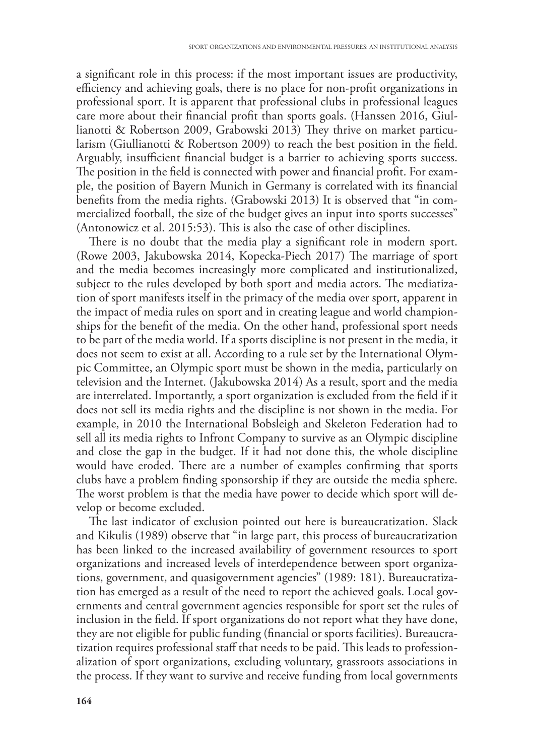a significant role in this process: if the most important issues are productivity, efficiency and achieving goals, there is no place for non-profit organizations in professional sport. It is apparent that professional clubs in professional leagues care more about their financial profit than sports goals. (Hanssen 2016, Giullianotti & Robertson 2009, Grabowski 2013) They thrive on market particularism (Giullianotti & Robertson 2009) to reach the best position in the field. Arguably, insufficient financial budget is a barrier to achieving sports success. The position in the field is connected with power and financial profit. For example, the position of Bayern Munich in Germany is correlated with its financial benefits from the media rights. (Grabowski 2013) It is observed that "in commercialized football, the size of the budget gives an input into sports successes" (Antonowicz et al. 2015:53). This is also the case of other disciplines.

There is no doubt that the media play a significant role in modern sport. (Rowe 2003, Jakubowska 2014, Kopecka-Piech 2017) The marriage of sport and the media becomes increasingly more complicated and institutionalized, subject to the rules developed by both sport and media actors. The mediatization of sport manifests itself in the primacy of the media over sport, apparent in the impact of media rules on sport and in creating league and world championships for the benefit of the media. On the other hand, professional sport needs to be part of the media world. If a sports discipline is not present in the media, it does not seem to exist at all. According to a rule set by the International Olympic Committee, an Olympic sport must be shown in the media, particularly on television and the Internet. (Jakubowska 2014) As a result, sport and the media are interrelated. Importantly, a sport organization is excluded from the field if it does not sell its media rights and the discipline is not shown in the media. For example, in 2010 the International Bobsleigh and Skeleton Federation had to sell all its media rights to Infront Company to survive as an Olympic discipline and close the gap in the budget. If it had not done this, the whole discipline would have eroded. There are a number of examples confirming that sports clubs have a problem finding sponsorship if they are outside the media sphere. The worst problem is that the media have power to decide which sport will develop or become excluded.

The last indicator of exclusion pointed out here is bureaucratization. Slack and Kikulis (1989) observe that "in large part, this process of bureaucratization has been linked to the increased availability of government resources to sport organizations and increased levels of interdependence between sport organizations, government, and quasigovernment agencies" (1989: 181). Bureaucratization has emerged as a result of the need to report the achieved goals. Local governments and central government agencies responsible for sport set the rules of inclusion in the field. If sport organizations do not report what they have done, they are not eligible for public funding (financial or sports facilities). Bureaucratization requires professional staff that needs to be paid. This leads to professionalization of sport organizations, excluding voluntary, grassroots associations in the process. If they want to survive and receive funding from local governments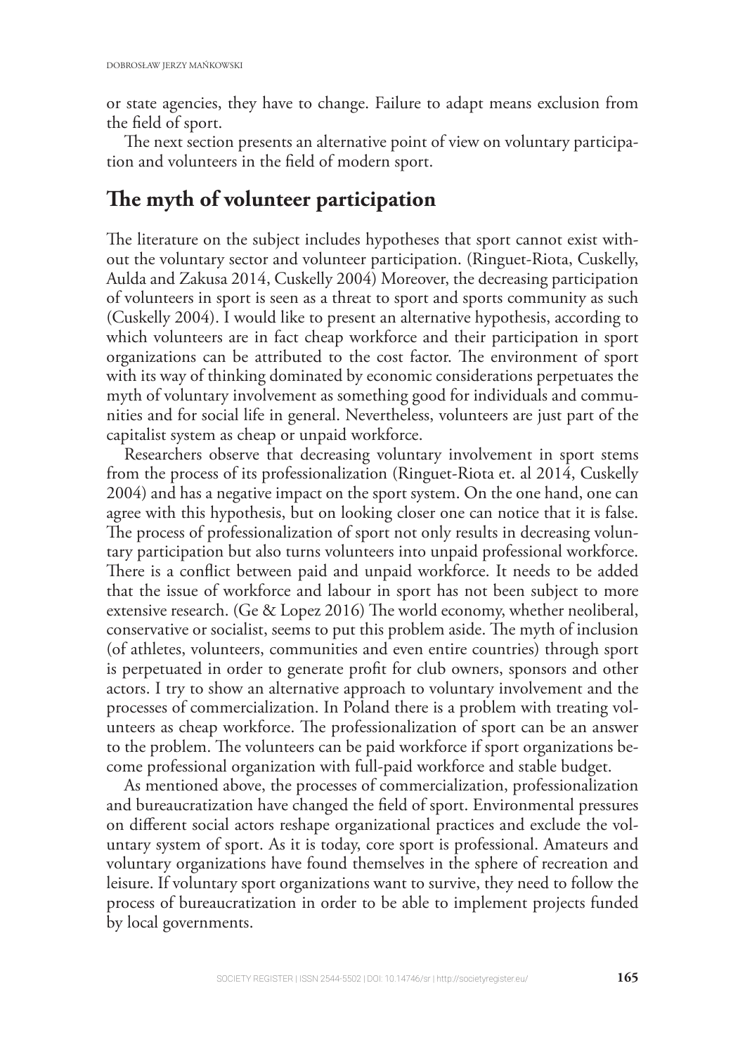or state agencies, they have to change. Failure to adapt means exclusion from the field of sport.

The next section presents an alternative point of view on voluntary participation and volunteers in the field of modern sport.

## The myth of volunteer participation

The literature on the subject includes hypotheses that sport cannot exist without the voluntary sector and volunteer participation. (Ringuet-Riota, Cuskelly, Aulda and Zakusa 2014, Cuskelly 2004) Moreover, the decreasing participation of volunteers in sport is seen as a threat to sport and sports community as such (Cuskelly 2004). I would like to present an alternative hypothesis, according to which volunteers are in fact cheap workforce and their participation in sport organizations can be attributed to the cost factor. The environment of sport with its way of thinking dominated by economic considerations perpetuates the myth of voluntary involvement as something good for individuals and communities and for social life in general. Nevertheless, volunteers are just part of the capitalist system as cheap or unpaid workforce.

Researchers observe that decreasing voluntary involvement in sport stems from the process of its professionalization (Ringuet-Riota et. al 2014, Cuskelly 2004) and has a negative impact on the sport system. On the one hand, one can agree with this hypothesis, but on looking closer one can notice that it is false. The process of professionalization of sport not only results in decreasing voluntary participation but also turns volunteers into unpaid professional workforce. There is a conflict between paid and unpaid workforce. It needs to be added that the issue of workforce and labour in sport has not been subject to more extensive research. (Ge & Lopez 2016) The world economy, whether neoliberal, conservative or socialist, seems to put this problem aside. The myth of inclusion (of athletes, volunteers, communities and even entire countries) through sport is perpetuated in order to generate profit for club owners, sponsors and other actors. I try to show an alternative approach to voluntary involvement and the processes of commercialization. In Poland there is a problem with treating volunteers as cheap workforce. The professionalization of sport can be an answer to the problem. The volunteers can be paid workforce if sport organizations become professional organization with full-paid workforce and stable budget.

As mentioned above, the processes of commercialization, professionalization and bureaucratization have changed the field of sport. Environmental pressures on different social actors reshape organizational practices and exclude the voluntary system of sport. As it is today, core sport is professional. Amateurs and voluntary organizations have found themselves in the sphere of recreation and leisure. If voluntary sport organizations want to survive, they need to follow the process of bureaucratization in order to be able to implement projects funded by local governments.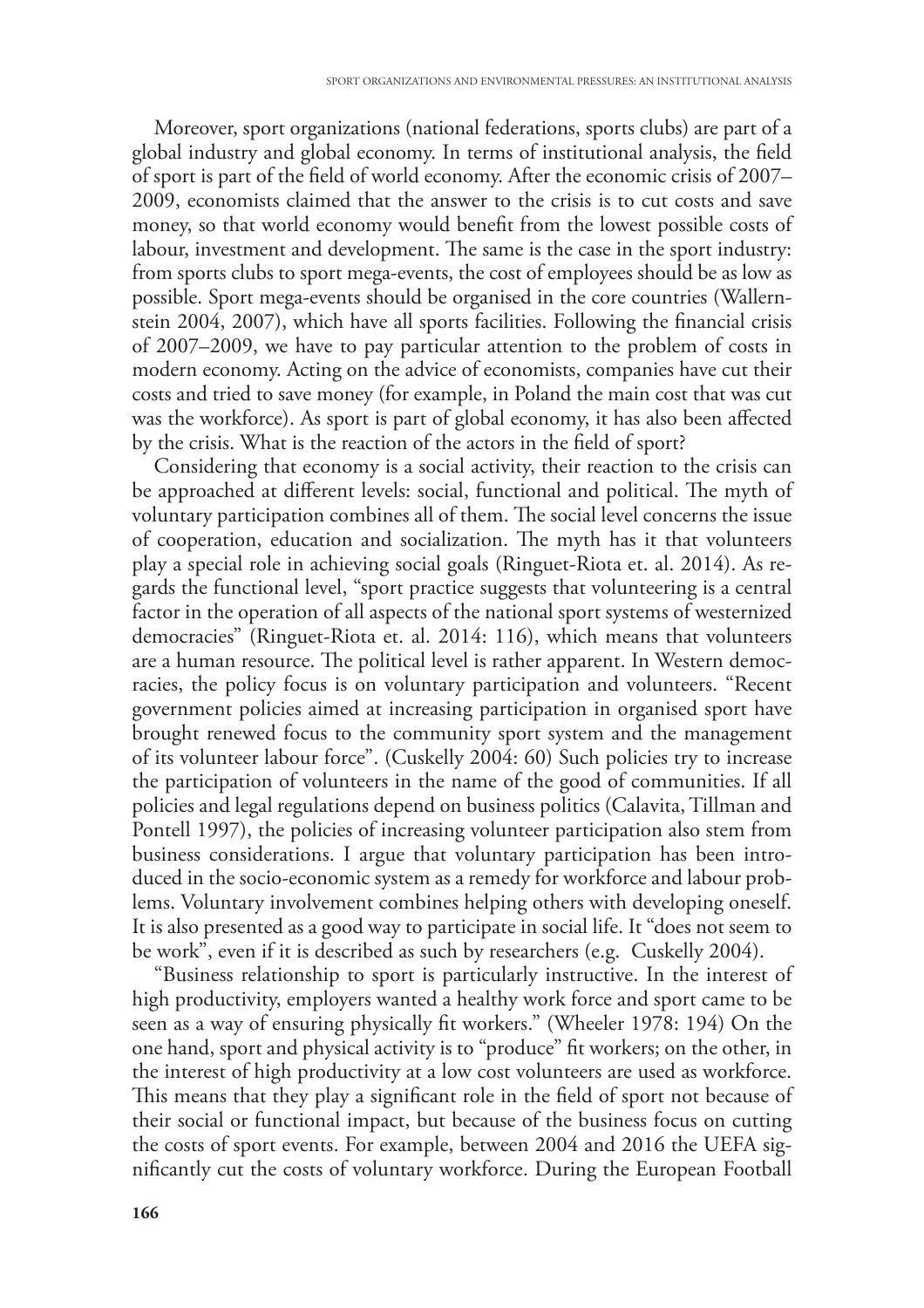Moreover, sport organizations (national federations, sports clubs) are part of a global industry and global economy. In terms of institutional analysis, the field of sport is part of the field of world economy. After the economic crisis of 2007–2009, economists claimed that the answer to the crisis is to cut costs and save money, so that world economy would benefit from the lowest possible costs of labour, investment and development. The same is the case in the sport industry: from sports clubs to sport mega-events, the cost of employees should be as low as possible. Sport mega-events should be organised in the core countries (Wallernstein 2004, 2007), which have all sports facilities. Following the financial crisis of 2007–2009, we have to pay particular attention to the problem of costs in modern economy. Acting on the advice of economists, companies have cut their costs and tried to save money (for example, in Poland the main cost that was cut was the workforce). As sport is part of global economy, it has also been affected by the crisis. What is the reaction of the actors in the field of sport?

Considering that economy is a social activity, their reaction to the crisis can be approached at different levels: social, functional and political. The myth of voluntary participation combines all of them. The social level concerns the issue of cooperation, education and socialization. The myth has it that volunteers play a special role in achieving social goals (Ringuet-Riota et. al. 2014). As regards the functional level, "sport practice suggests that volunteering is a central factor in the operation of all aspects of the national sport systems of westernized democracies" (Ringuet-Riota et. al. 2014: 116), which means that volunteers are a human resource. The political level is rather apparent. In Western democracies, the policy focus is on voluntary participation and volunteers. "Recent government policies aimed at increasing participation in organised sport have brought renewed focus to the community sport system and the management of its volunteer labour force". (Cuskelly 2004: 60) Such policies try to increase the participation of volunteers in the name of the good of communities. If all policies and legal regulations depend on business politics (Calavita, Tillman and Pontell 1997), the policies of increasing volunteer participation also stem from business considerations. I argue that voluntary participation has been introduced in the socio-economic system as a remedy for workforce and labour problems. Voluntary involvement combines helping others with developing oneself. It is also presented as a good way to participate in social life. It "does not seem to be work", even if it is described as such by researchers (e.g. Cuskelly 2004).

"Business relationship to sport is particularly instructive. In the interest of high productivity, employers wanted a healthy work force and sport came to be seen as a way of ensuring physically fit workers." (Wheeler 1978: 194) On the one hand, sport and physical activity is to "produce" fit workers; on the other, in the interest of high productivity at a low cost volunteers are used as workforce. This means that they play a significant role in the field of sport not because of their social or functional impact, but because of the business focus on cutting the costs of sport events. For example, between 2004 and 2016 the UEFA significantly cut the costs of voluntary workforce. During the European Football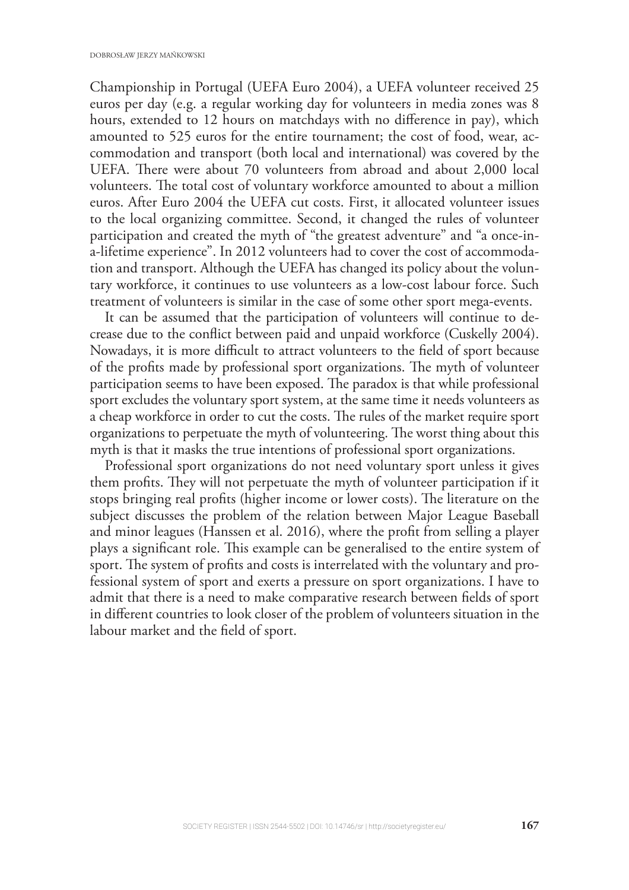Championship in Portugal (UEFA Euro 2004), a UEFA volunteer received 25 euros per day (e.g. a regular working day for volunteers in media zones was 8 hours, extended to 12 hours on matchdays with no difference in pay), which amounted to 525 euros for the entire tournament; the cost of food, wear, accommodation and transport (both local and international) was covered by the UEFA. There were about 70 volunteers from abroad and about 2,000 local volunteers. The total cost of voluntary workforce amounted to about a million euros. After Euro 2004 the UEFA cut costs. First, it allocated volunteer issues to the local organizing committee. Second, it changed the rules of volunteer participation and created the myth of "the greatest adventure" and "a once-in-a-lifetime experience". In 2012 volunteers had to cover the cost of accommodation and transport. Although the UEFA has changed its policy about the voluntary workforce, it continues to use volunteers as a low-cost labour force. Such treatment of volunteers is similar in the case of some other sport mega-events.

It can be assumed that the participation of volunteers will continue to decrease due to the conflict between paid and unpaid workforce (Cuskelly 2004). Nowadays, it is more difficult to attract volunteers to the field of sport because of the profits made by professional sport organizations. The myth of volunteer participation seems to have been exposed. The paradox is that while professional sport excludes the voluntary sport system, at the same time it needs volunteers as a cheap workforce in order to cut the costs. The rules of the market require sport organizations to perpetuate the myth of volunteering. The worst thing about this myth is that it masks the true intentions of professional sport organizations.

Professional sport organizations do not need voluntary sport unless it gives them profits. They will not perpetuate the myth of volunteer participation if it stops bringing real profits (higher income or lower costs). The literature on the subject discusses the problem of the relation between Major League Baseball and minor leagues (Hanssen et al. 2016), where the profit from selling a player plays a significant role. This example can be generalised to the entire system of sport. The system of profits and costs is interrelated with the voluntary and professional system of sport and exerts a pressure on sport organizations. I have to admit that there is a need to make comparative research between fields of sport in different countries to look closer of the problem of volunteers situation in the labour market and the field of sport.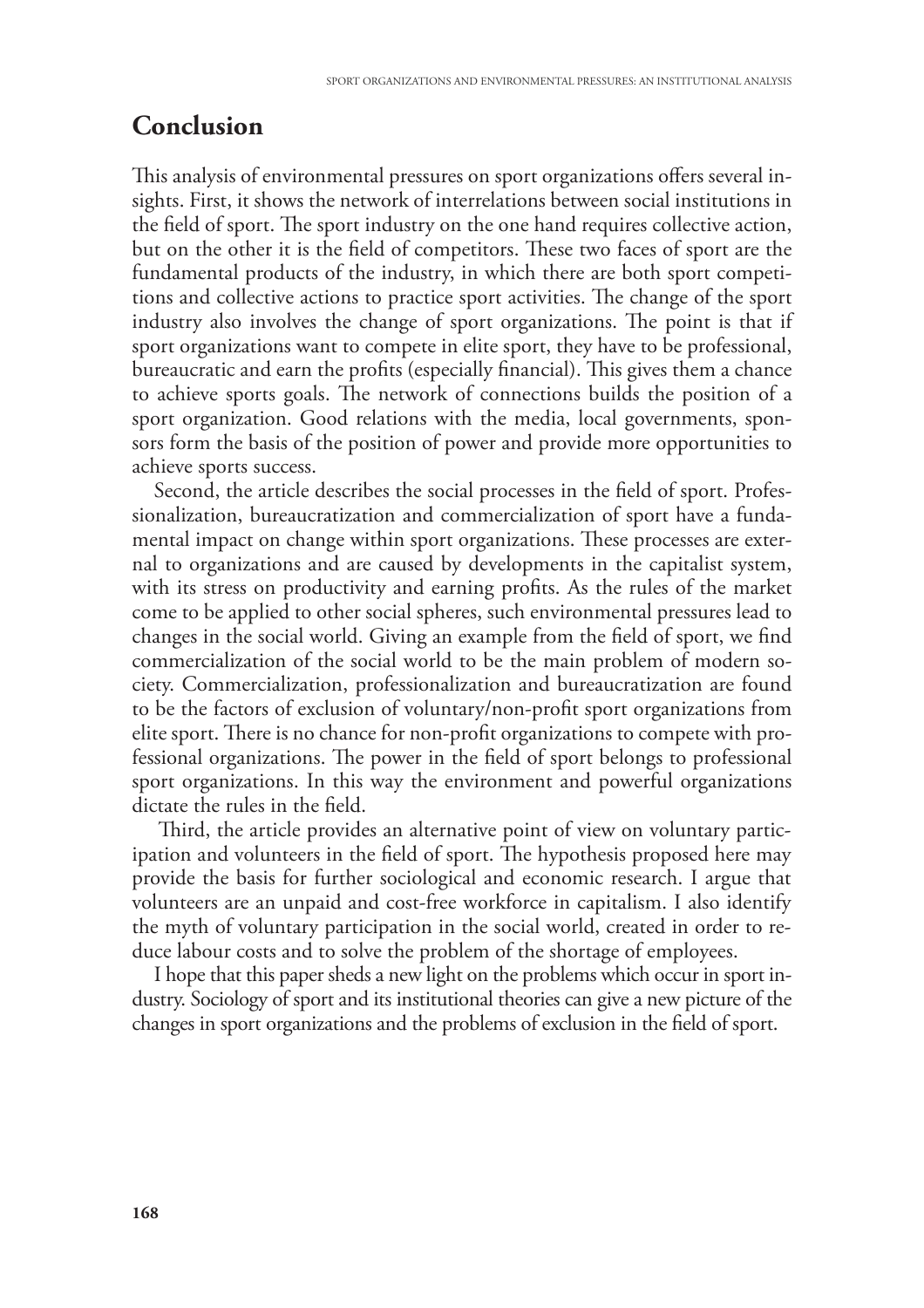## Conclusion

This analysis of environmental pressures on sport organizations offers several insights. First, it shows the network of interrelations between social institutions in the field of sport. The sport industry on the one hand requires collective action, but on the other it is the field of competitors. These two faces of sport are the fundamental products of the industry, in which there are both sport competitions and collective actions to practice sport activities. The change of the sport industry also involves the change of sport organizations. The point is that if sport organizations want to compete in elite sport, they have to be professional, bureaucratic and earn the profits (especially financial). This gives them a chance to achieve sports goals. The network of connections builds the position of a sport organization. Good relations with the media, local governments, sponsors form the basis of the position of power and provide more opportunities to achieve sports success.

Second, the article describes the social processes in the field of sport. Professionalization, bureaucratization and commercialization of sport have a fundamental impact on change within sport organizations. These processes are external to organizations and are caused by developments in the capitalist system, with its stress on productivity and earning profits. As the rules of the market come to be applied to other social spheres, such environmental pressures lead to changes in the social world. Giving an example from the field of sport, we find commercialization of the social world to be the main problem of modern society. Commercialization, professionalization and bureaucratization are found to be the factors of exclusion of voluntary/non-profit sport organizations from elite sport. There is no chance for non-profit organizations to compete with professional organizations. The power in the field of sport belongs to professional sport organizations. In this way the environment and powerful organizations dictate the rules in the field.

Third, the article provides an alternative point of view on voluntary participation and volunteers in the field of sport. The hypothesis proposed here may provide the basis for further sociological and economic research. I argue that volunteers are an unpaid and cost-free workforce in capitalism. I also identify the myth of voluntary participation in the social world, created in order to reduce labour costs and to solve the problem of the shortage of employees.

I hope that this paper sheds a new light on the problems which occur in sport industry. Sociology of sport and its institutional theories can give a new picture of the changes in sport organizations and the problems of exclusion in the field of sport.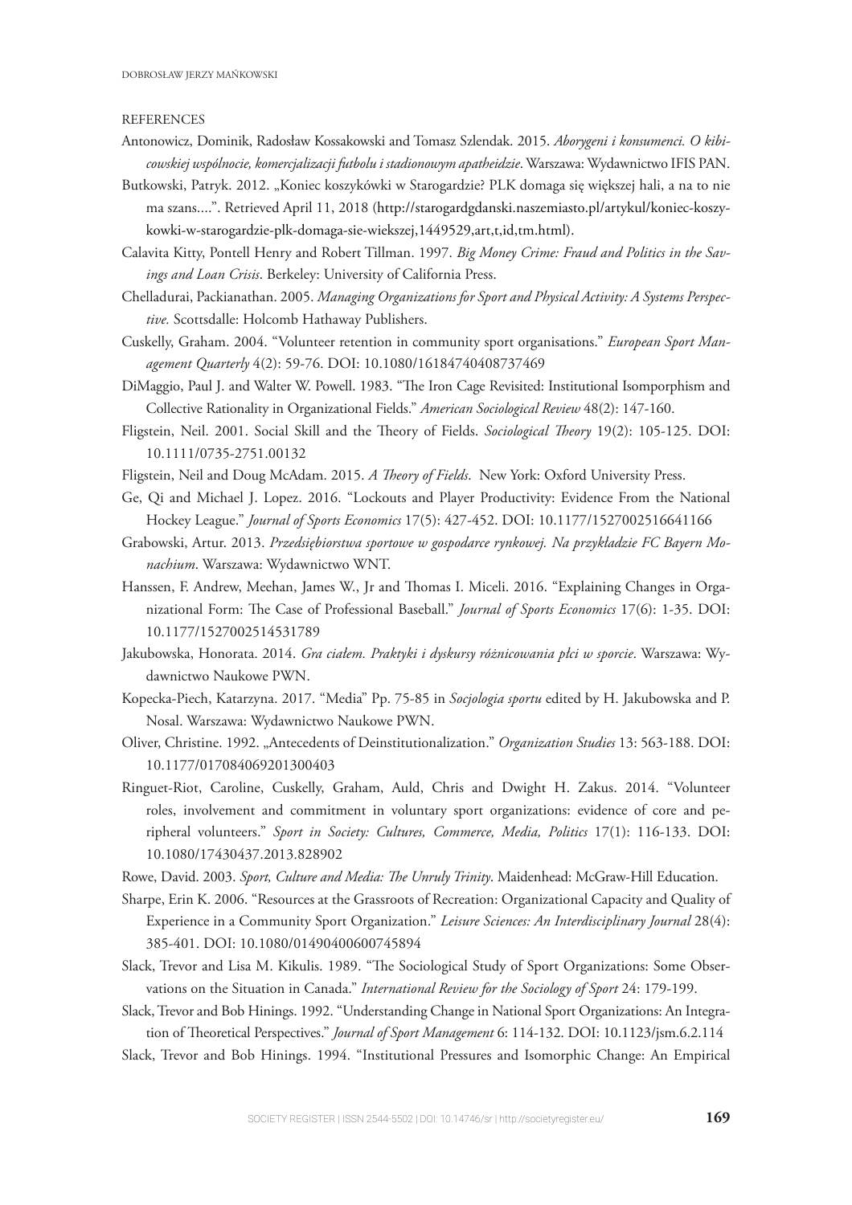REFERENCES

Antonowicz, Dominik, Radosław Kossakowski and Tomasz Szlendak. 2015. *Aborygeni i konsumenci. O kibicowskiej wspólnocie, komercjalizacji futbolu i stadionowym apatheidzie*. Warszawa: Wydawnictwo IFIS PAN.

Butkowski, Patryk. 2012. „Koniec koszykówki w Starogardzie? PLK domaga się większej hali, a na to nie ma szans....". Retrieved April 11, 2018 (http://starogardgdanski.naszemiasto.pl/artykul/koniec-koszykowki-w-starogardzie-plk-domaga-sie-wiekszej,1449529,art,t,id,tm.html).

Calavita Kitty, Pontell Henry and Robert Tillman. 1997. *Big Money Crime: Fraud and Politics in the Savings and Loan Crisis*. Berkeley: University of California Press.

Chelladurai, Packianathan. 2005. *Managing Organizations for Sport and Physical Activity: A Systems Perspective.* Scottsdalle: Holcomb Hathaway Publishers.

Cuskelly, Graham. 2004. "Volunteer retention in community sport organisations." *European Sport Management Quarterly* 4(2): 59-76. DOI: 10.1080/16184740408737469

DiMaggio, Paul J. and Walter W. Powell. 1983. "The Iron Cage Revisited: Institutional Isomporphism and Collective Rationality in Organizational Fields." *American Sociological Review* 48(2): 147-160.

Fligstein, Neil. 2001. Social Skill and the Theory of Fields. *Sociological Theory* 19(2): 105-125. DOI: 10.1111/0735-2751.00132

Fligstein, Neil and Doug McAdam. 2015. *A Theory of Fields*. New York: Oxford University Press.

Ge, Qi and Michael J. Lopez. 2016. "Lockouts and Player Productivity: Evidence From the National Hockey League." *Journal of Sports Economics* 17(5): 427-452. DOI: 10.1177/1527002516641166

Grabowski, Artur. 2013. *Przedsiębiorstwa sportowe w gospodarce rynkowej. Na przykładzie FC Bayern Monachium*. Warszawa: Wydawnictwo WNT.

Hanssen, F. Andrew, Meehan, James W., Jr and Thomas I. Miceli. 2016. "Explaining Changes in Organizational Form: The Case of Professional Baseball." *Journal of Sports Economics* 17(6): 1-35. DOI: 10.1177/1527002514531789

Jakubowska, Honorata. 2014. *Gra ciałem. Praktyki i dyskursy różnicowania płci w sporcie*. Warszawa: Wydawnictwo Naukowe PWN.

Kopecka-Piech, Katarzyna. 2017. "Media" Pp. 75-85 in *Socjologia sportu* edited by H. Jakubowska and P. Nosal. Warszawa: Wydawnictwo Naukowe PWN.

Oliver, Christine. 1992. „Antecedents of Deinstitutionalization." *Organization Studies* 13: 563-188. DOI: 10.1177/017084069201300403

Ringuet-Riot, Caroline, Cuskelly, Graham, Auld, Chris and Dwight H. Zakus. 2014. "Volunteer roles, involvement and commitment in voluntary sport organizations: evidence of core and peripheral volunteers." *Sport in Society: Cultures, Commerce, Media, Politics* 17(1): 116-133. DOI: 10.1080/17430437.2013.828902

Rowe, David. 2003. *Sport, Culture and Media: The Unruly Trinity*. Maidenhead: McGraw-Hill Education.

Sharpe, Erin K. 2006. "Resources at the Grassroots of Recreation: Organizational Capacity and Quality of Experience in a Community Sport Organization." *Leisure Sciences: An Interdisciplinary Journal* 28(4): 385-401. DOI: 10.1080/01490400600745894

Slack, Trevor and Lisa M. Kikulis. 1989. "The Sociological Study of Sport Organizations: Some Observations on the Situation in Canada." *International Review for the Sociology of Sport* 24: 179-199.

Slack, Trevor and Bob Hinings. 1992. "Understanding Change in National Sport Organizations: An Integration of Theoretical Perspectives." *Journal of Sport Management* 6: 114-132. DOI: 10.1123/jsm.6.2.114

Slack, Trevor and Bob Hinings. 1994. "Institutional Pressures and Isomorphic Change: An Empirical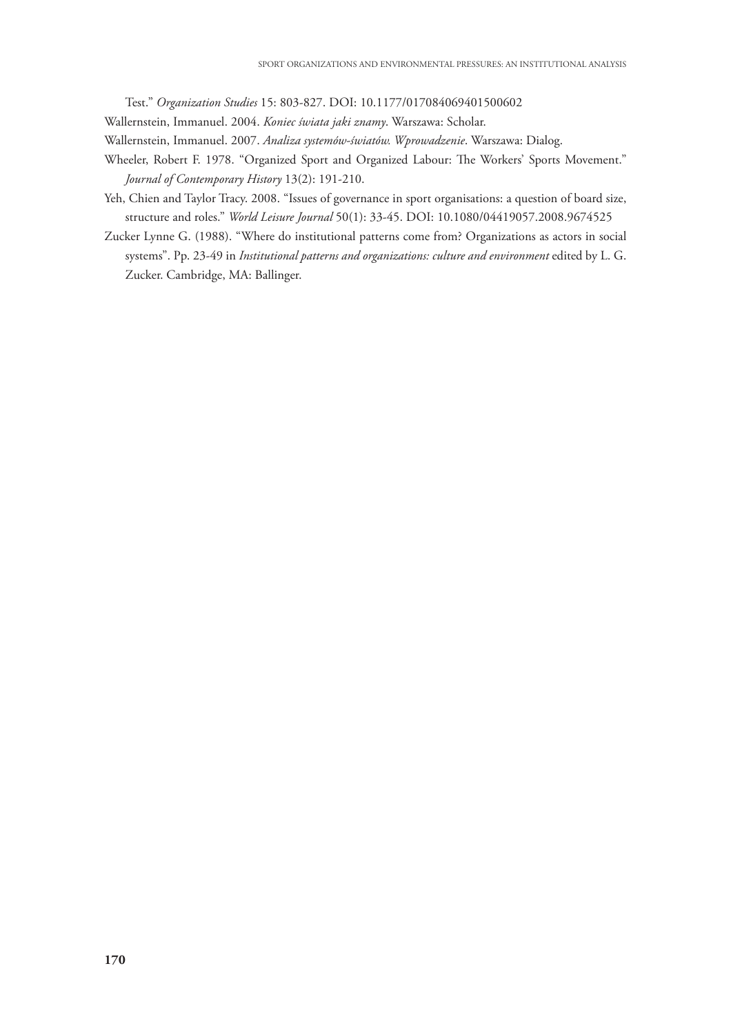Test." *Organization Studies* 15: 803-827. DOI: 10.1177/017084069401500602

Wallernstein, Immanuel. 2004. *Koniec świata jaki znamy*. Warszawa: Scholar.

Wallernstein, Immanuel. 2007. *Analiza systemów-światów. Wprowadzenie*. Warszawa: Dialog.

Wheeler, Robert F. 1978. "Organized Sport and Organized Labour: The Workers' Sports Movement." *Journal of Contemporary History* 13(2): 191-210.

Yeh, Chien and Taylor Tracy. 2008. "Issues of governance in sport organisations: a question of board size, structure and roles." *World Leisure Journal* 50(1): 33-45. DOI: 10.1080/04419057.2008.9674525

Zucker Lynne G. (1988). "Where do institutional patterns come from? Organizations as actors in social systems". Pp. 23-49 in *Institutional patterns and organizations: culture and environment* edited by L. G. Zucker. Cambridge, MA: Ballinger.